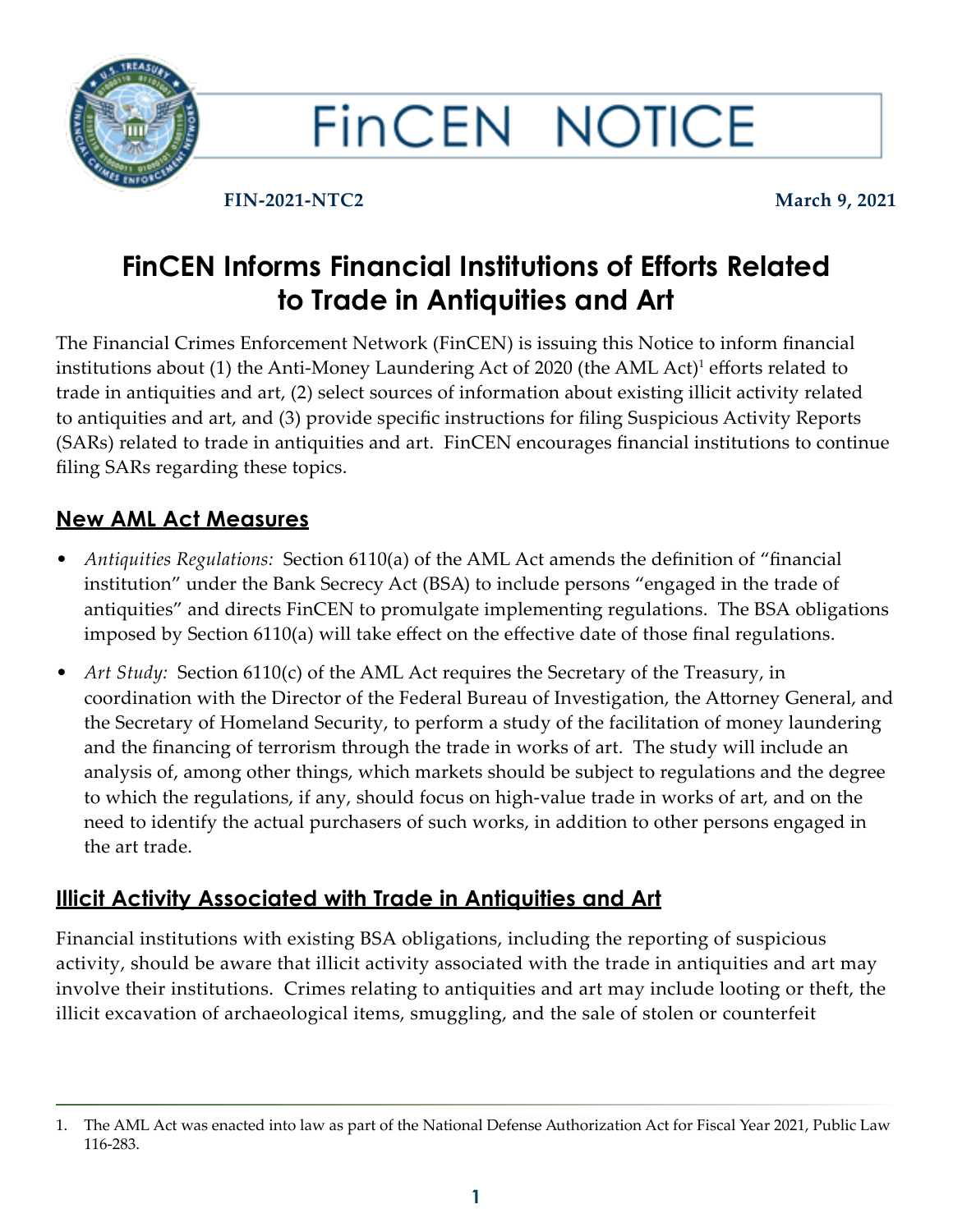# FinCEN NOTICE

**FIN-2021-NTC2** **March 9, 2021**

## FinCEN Informs Financial Institutions of Efforts Related to Trade in Antiquities and Art

The Financial Crimes Enforcement Network (FinCEN) is issuing this Notice to inform financial institutions about (1) the Anti-Money Laundering Act of 2020 (the AML Act)[1] efforts related to trade in antiquities and art, (2) select sources of information about existing illicit activity related to antiquities and art, and (3) provide specific instructions for filing Suspicious Activity Reports (SARs) related to trade in antiquities and art. FinCEN encourages financial institutions to continue filing SARs regarding these topics.

### New AML Act Measures

- *Antiquities Regulations:* Section 6110(a) of the AML Act amends the definition of "financial institution" under the Bank Secrecy Act (BSA) to include persons "engaged in the trade of antiquities" and directs FinCEN to promulgate implementing regulations. The BSA obligations imposed by Section 6110(a) will take effect on the effective date of those final regulations.
- *Art Study:* Section 6110(c) of the AML Act requires the Secretary of the Treasury, in coordination with the Director of the Federal Bureau of Investigation, the Attorney General, and the Secretary of Homeland Security, to perform a study of the facilitation of money laundering and the financing of terrorism through the trade in works of art. The study will include an analysis of, among other things, which markets should be subject to regulations and the degree to which the regulations, if any, should focus on high-value trade in works of art, and on the need to identify the actual purchasers of such works, in addition to other persons engaged in the art trade.

### Illicit Activity Associated with Trade in Antiquities and Art

Financial institutions with existing BSA obligations, including the reporting of suspicious activity, should be aware that illicit activity associated with the trade in antiquities and art may involve their institutions. Crimes relating to antiquities and art may include looting or theft, the illicit excavation of archaeological items, smuggling, and the sale of stolen or counterfeit

1. The AML Act was enacted into law as part of the National Defense Authorization Act for Fiscal Year 2021, Public Law 116-283.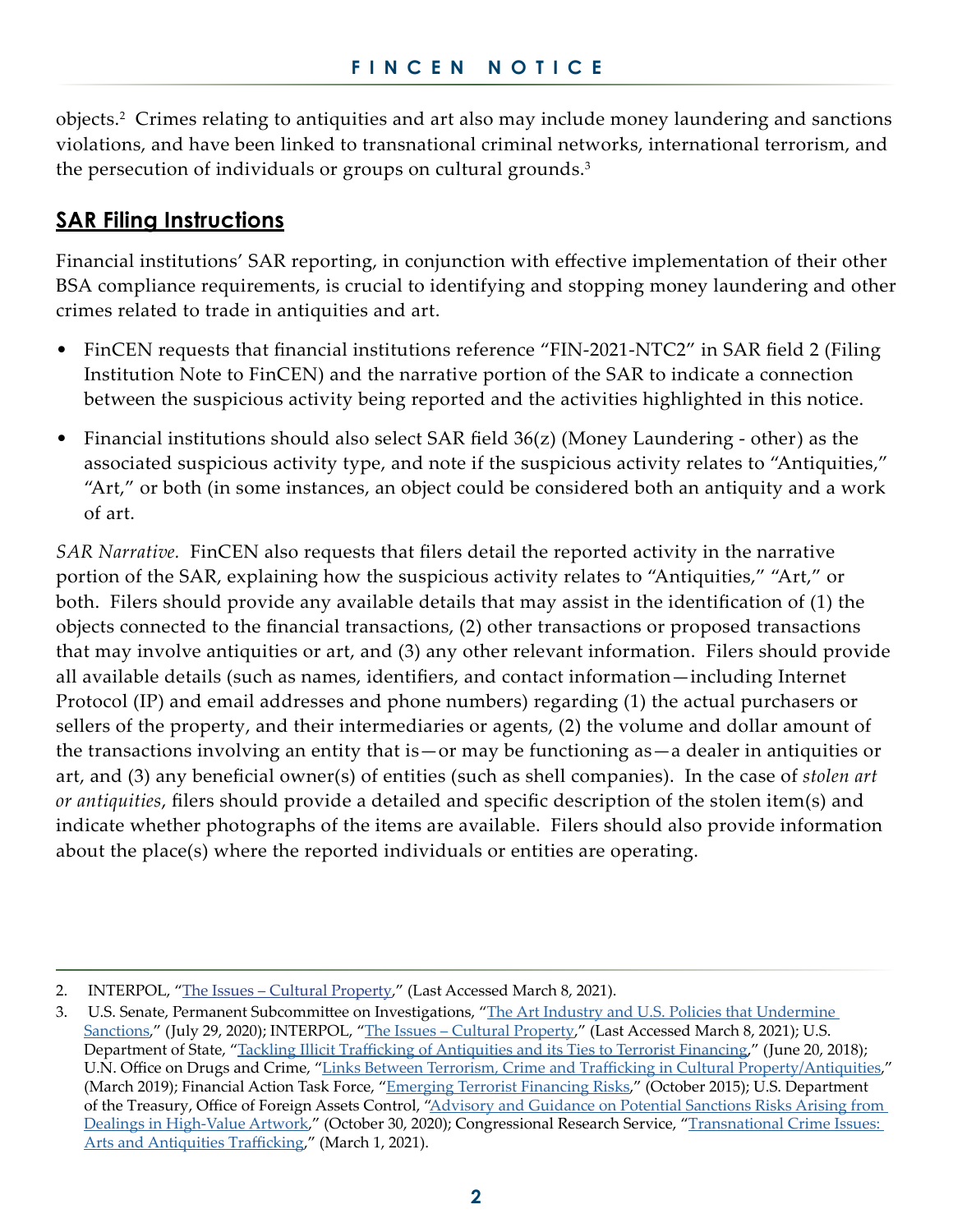objects.[2] Crimes relating to antiquities and art also may include money laundering and sanctions violations, and have been linked to transnational criminal networks, international terrorism, and the persecution of individuals or groups on cultural grounds.[3]

## SAR Filing Instructions

Financial institutions' SAR reporting, in conjunction with effective implementation of their other BSA compliance requirements, is crucial to identifying and stopping money laundering and other crimes related to trade in antiquities and art.

- FinCEN requests that financial institutions reference "FIN-2021-NTC2" in SAR field 2 (Filing Institution Note to FinCEN) and the narrative portion of the SAR to indicate a connection between the suspicious activity being reported and the activities highlighted in this notice.
- Financial institutions should also select SAR field 36(z) (Money Laundering - other) as the associated suspicious activity type, and note if the suspicious activity relates to "Antiquities," "Art," or both (in some instances, an object could be considered both an antiquity and a work of art.

*SAR Narrative.* FinCEN also requests that filers detail the reported activity in the narrative portion of the SAR, explaining how the suspicious activity relates to "Antiquities," "Art," or both. Filers should provide any available details that may assist in the identification of (1) the objects connected to the financial transactions, (2) other transactions or proposed transactions that may involve antiquities or art, and (3) any other relevant information. Filers should provide all available details (such as names, identifiers, and contact information—including Internet Protocol (IP) and email addresses and phone numbers) regarding (1) the actual purchasers or sellers of the property, and their intermediaries or agents, (2) the volume and dollar amount of the transactions involving an entity that is—or may be functioning as—a dealer in antiquities or art, and (3) any beneficial owner(s) of entities (such as shell companies). In the case of *stolen art or antiquities*, filers should provide a detailed and specific description of the stolen item(s) and indicate whether photographs of the items are available. Filers should also provide information about the place(s) where the reported individuals or entities are operating.

---

2. INTERPOL, "The Issues – Cultural Property," (Last Accessed March 8, 2021).
3. U.S. Senate, Permanent Subcommittee on Investigations, "The Art Industry and U.S. Policies that Undermine Sanctions," (July 29, 2020); INTERPOL, "The Issues – Cultural Property," (Last Accessed March 8, 2021); U.S. Department of State, "Tackling Illicit Trafficking of Antiquities and its Ties to Terrorist Financing," (June 20, 2018); U.N. Office on Drugs and Crime, "Links Between Terrorism, Crime and Trafficking in Cultural Property/Antiquities," (March 2019); Financial Action Task Force, "Emerging Terrorist Financing Risks," (October 2015); U.S. Department of the Treasury, Office of Foreign Assets Control, "Advisory and Guidance on Potential Sanctions Risks Arising from Dealings in High-Value Artwork," (October 30, 2020); Congressional Research Service, "Transnational Crime Issues: Arts and Antiquities Trafficking," (March 1, 2021).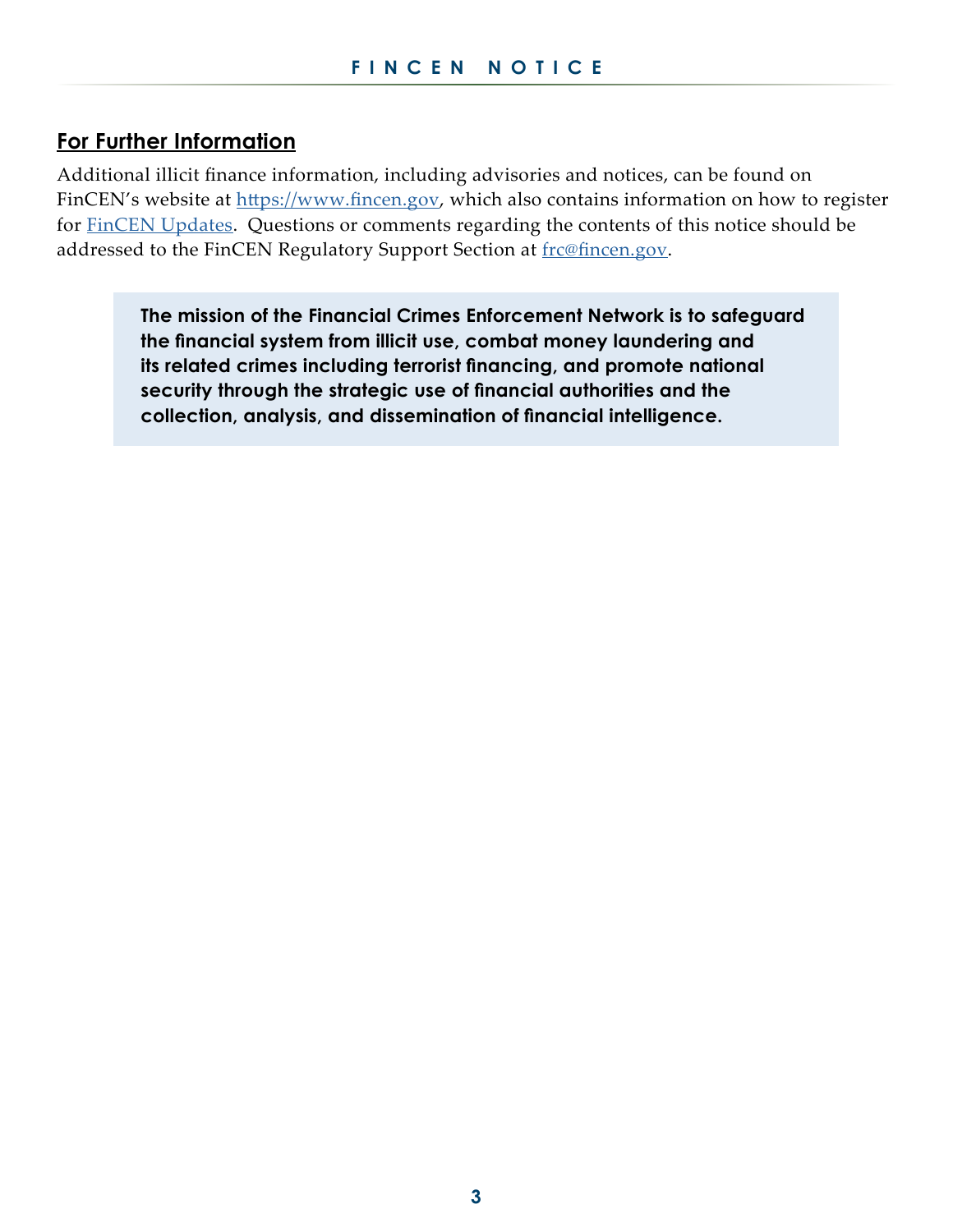## For Further Information

Additional illicit finance information, including advisories and notices, can be found on FinCEN's website at [https://www.fincen.gov](https://www.fincen.gov), which also contains information on how to register for [FinCEN Updates](FinCEN Updates). Questions or comments regarding the contents of this notice should be addressed to the FinCEN Regulatory Support Section at [frc@fincen.gov](mailto:frc@fincen.gov).

**The mission of the Financial Crimes Enforcement Network is to safeguard the financial system from illicit use, combat money laundering and its related crimes including terrorist financing, and promote national security through the strategic use of financial authorities and the collection, analysis, and dissemination of financial intelligence.**